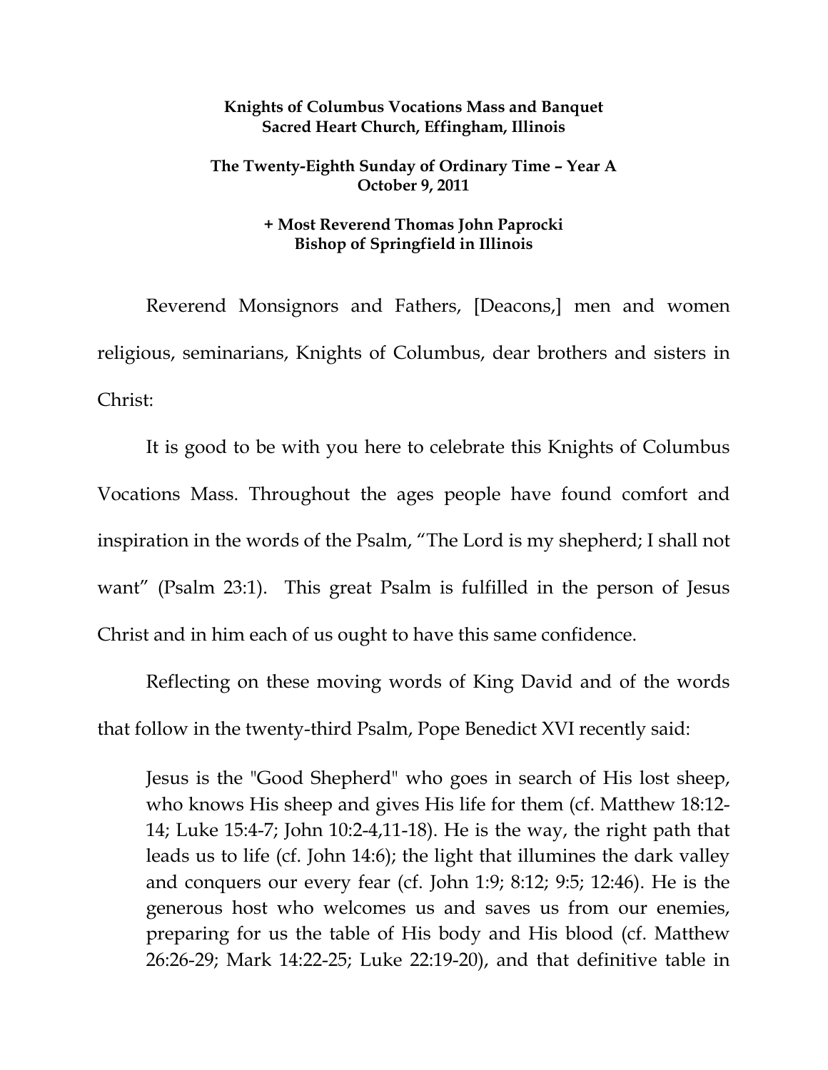**Knights of Columbus Vocations Mass and Banquet**
**Sacred Heart Church, Effingham, Illinois**

**The Twenty-Eighth Sunday of Ordinary Time – Year A**
**October 9, 2011**

**+ Most Reverend Thomas John Paprocki**
**Bishop of Springfield in Illinois**

Reverend Monsignors and Fathers, [Deacons,] men and women religious, seminarians, Knights of Columbus, dear brothers and sisters in Christ:

It is good to be with you here to celebrate this Knights of Columbus Vocations Mass. Throughout the ages people have found comfort and inspiration in the words of the Psalm, "The Lord is my shepherd; I shall not want" (Psalm 23:1). This great Psalm is fulfilled in the person of Jesus Christ and in him each of us ought to have this same confidence.

Reflecting on these moving words of King David and of the words that follow in the twenty-third Psalm, Pope Benedict XVI recently said:

> Jesus is the "Good Shepherd" who goes in search of His lost sheep, who knows His sheep and gives His life for them (cf. Matthew 18:12-14; Luke 15:4-7; John 10:2-4,11-18). He is the way, the right path that leads us to life (cf. John 14:6); the light that illumines the dark valley and conquers our every fear (cf. John 1:9; 8:12; 9:5; 12:46). He is the generous host who welcomes us and saves us from our enemies, preparing for us the table of His body and His blood (cf. Matthew 26:26-29; Mark 14:22-25; Luke 22:19-20), and that definitive table in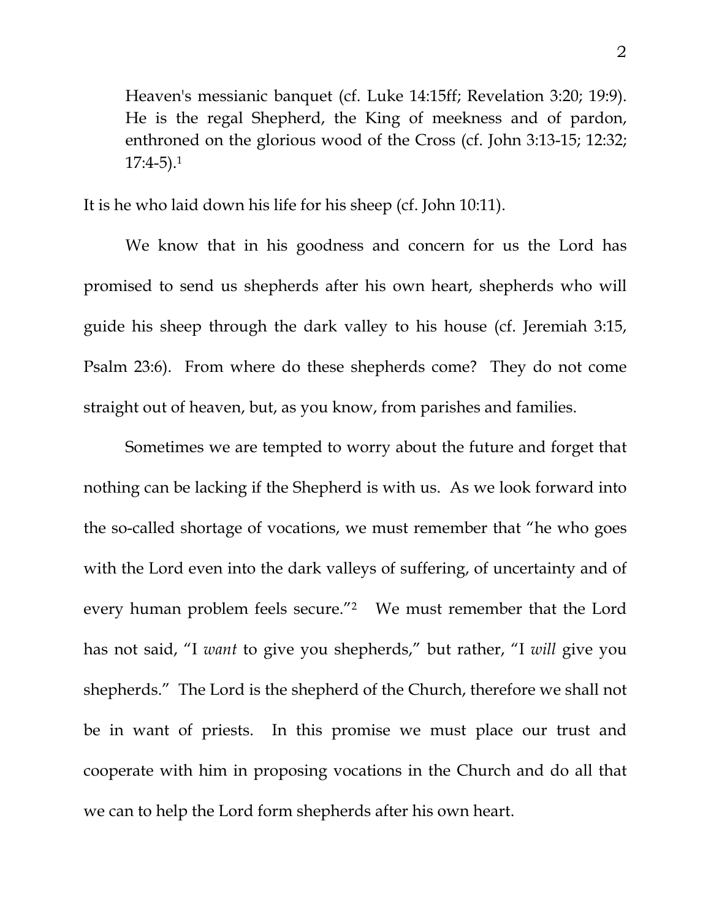> Heaven's messianic banquet (cf. Luke 14:15ff; Revelation 3:20; 19:9). He is the regal Shepherd, the King of meekness and of pardon, enthroned on the glorious wood of the Cross (cf. John 3:13-15; 12:32; 17:4-5).[1]

It is he who laid down his life for his sheep (cf. John 10:11).

We know that in his goodness and concern for us the Lord has promised to send us shepherds after his own heart, shepherds who will guide his sheep through the dark valley to his house (cf. Jeremiah 3:15, Psalm 23:6). From where do these shepherds come? They do not come straight out of heaven, but, as you know, from parishes and families.

Sometimes we are tempted to worry about the future and forget that nothing can be lacking if the Shepherd is with us. As we look forward into the so-called shortage of vocations, we must remember that "he who goes with the Lord even into the dark valleys of suffering, of uncertainty and of every human problem feels secure."[2] We must remember that the Lord has not said, "I *want* to give you shepherds," but rather, "I *will* give you shepherds." The Lord is the shepherd of the Church, therefore we shall not be in want of priests. In this promise we must place our trust and cooperate with him in proposing vocations in the Church and do all that we can to help the Lord form shepherds after his own heart.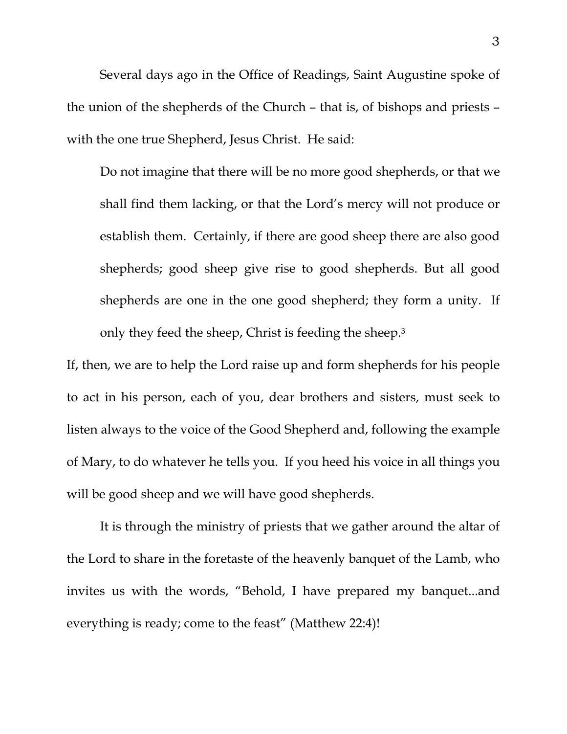Several days ago in the Office of Readings, Saint Augustine spoke of the union of the shepherds of the Church – that is, of bishops and priests – with the one true Shepherd, Jesus Christ. He said:

> Do not imagine that there will be no more good shepherds, or that we shall find them lacking, or that the Lord's mercy will not produce or establish them. Certainly, if there are good sheep there are also good shepherds; good sheep give rise to good shepherds. But all good shepherds are one in the one good shepherd; they form a unity. If only they feed the sheep, Christ is feeding the sheep.[3]

If, then, we are to help the Lord raise up and form shepherds for his people to act in his person, each of you, dear brothers and sisters, must seek to listen always to the voice of the Good Shepherd and, following the example of Mary, to do whatever he tells you. If you heed his voice in all things you will be good sheep and we will have good shepherds.

It is through the ministry of priests that we gather around the altar of the Lord to share in the foretaste of the heavenly banquet of the Lamb, who invites us with the words, "Behold, I have prepared my banquet...and everything is ready; come to the feast" (Matthew 22:4)!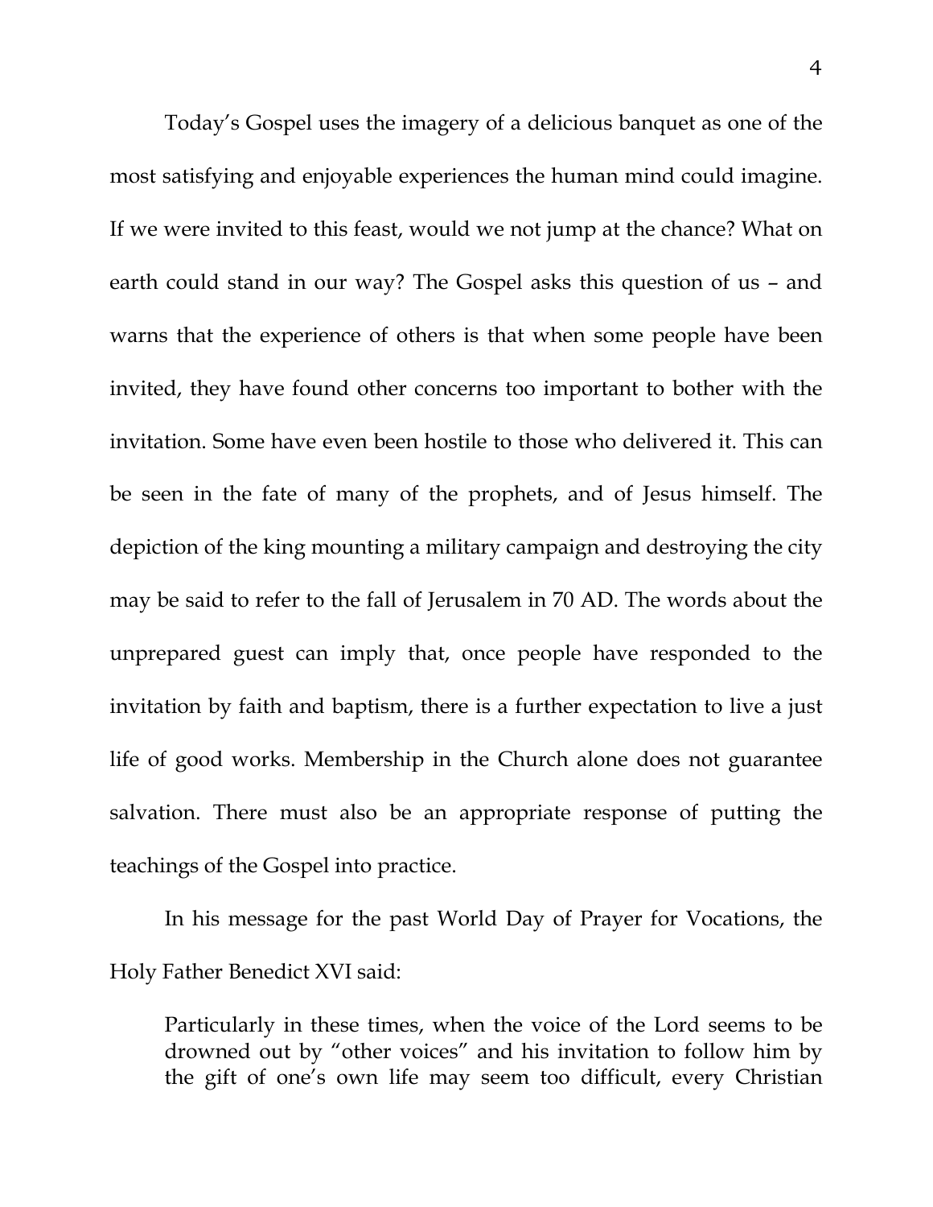Today's Gospel uses the imagery of a delicious banquet as one of the most satisfying and enjoyable experiences the human mind could imagine. If we were invited to this feast, would we not jump at the chance? What on earth could stand in our way? The Gospel asks this question of us – and warns that the experience of others is that when some people have been invited, they have found other concerns too important to bother with the invitation. Some have even been hostile to those who delivered it. This can be seen in the fate of many of the prophets, and of Jesus himself. The depiction of the king mounting a military campaign and destroying the city may be said to refer to the fall of Jerusalem in 70 AD. The words about the unprepared guest can imply that, once people have responded to the invitation by faith and baptism, there is a further expectation to live a just life of good works. Membership in the Church alone does not guarantee salvation. There must also be an appropriate response of putting the teachings of the Gospel into practice.

In his message for the past World Day of Prayer for Vocations, the Holy Father Benedict XVI said:

> Particularly in these times, when the voice of the Lord seems to be drowned out by "other voices" and his invitation to follow him by the gift of one's own life may seem too difficult, every Christian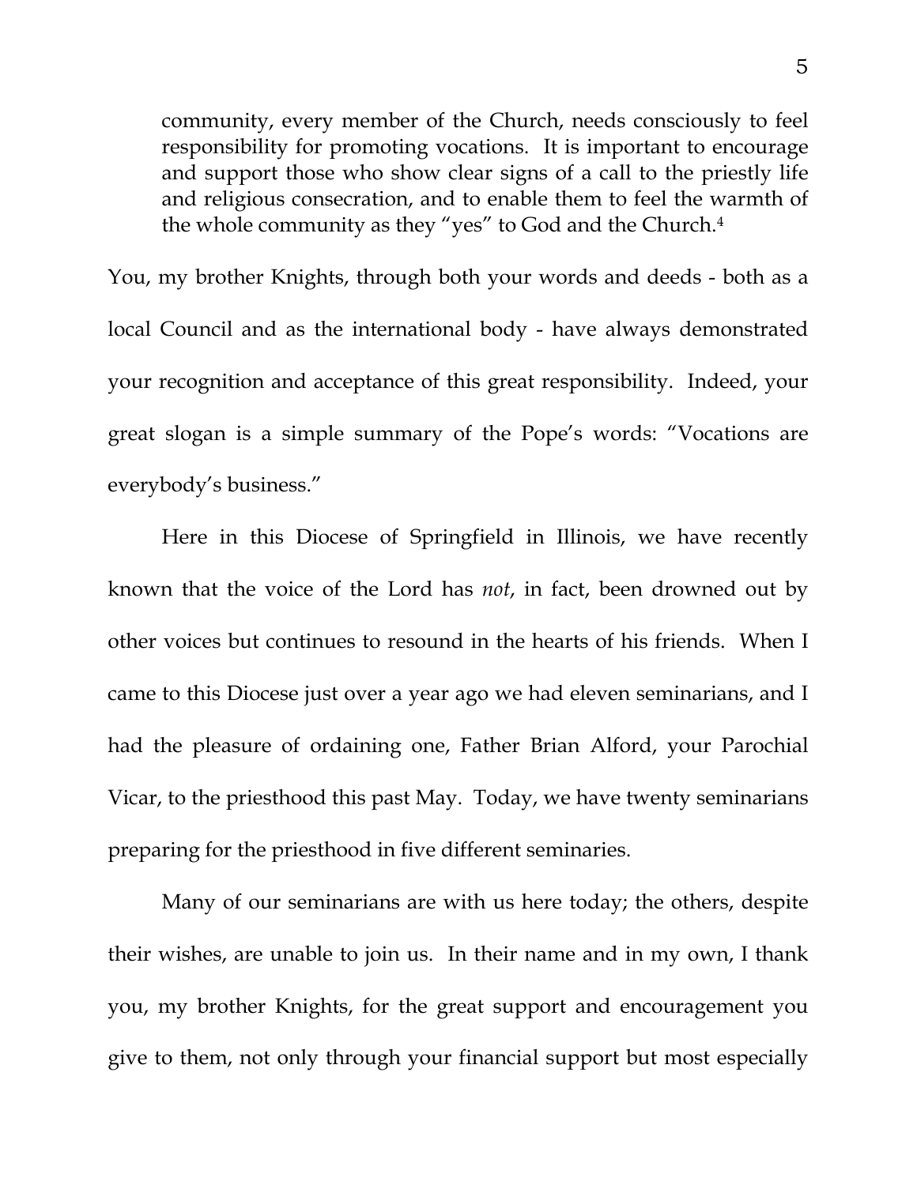> community, every member of the Church, needs consciously to feel responsibility for promoting vocations. It is important to encourage and support those who show clear signs of a call to the priestly life and religious consecration, and to enable them to feel the warmth of the whole community as they "yes" to God and the Church.[4]

You, my brother Knights, through both your words and deeds - both as a local Council and as the international body - have always demonstrated your recognition and acceptance of this great responsibility. Indeed, your great slogan is a simple summary of the Pope's words: "Vocations are everybody's business."

Here in this Diocese of Springfield in Illinois, we have recently known that the voice of the Lord has *not*, in fact, been drowned out by other voices but continues to resound in the hearts of his friends. When I came to this Diocese just over a year ago we had eleven seminarians, and I had the pleasure of ordaining one, Father Brian Alford, your Parochial Vicar, to the priesthood this past May. Today, we have twenty seminarians preparing for the priesthood in five different seminaries.

Many of our seminarians are with us here today; the others, despite their wishes, are unable to join us. In their name and in my own, I thank you, my brother Knights, for the great support and encouragement you give to them, not only through your financial support but most especially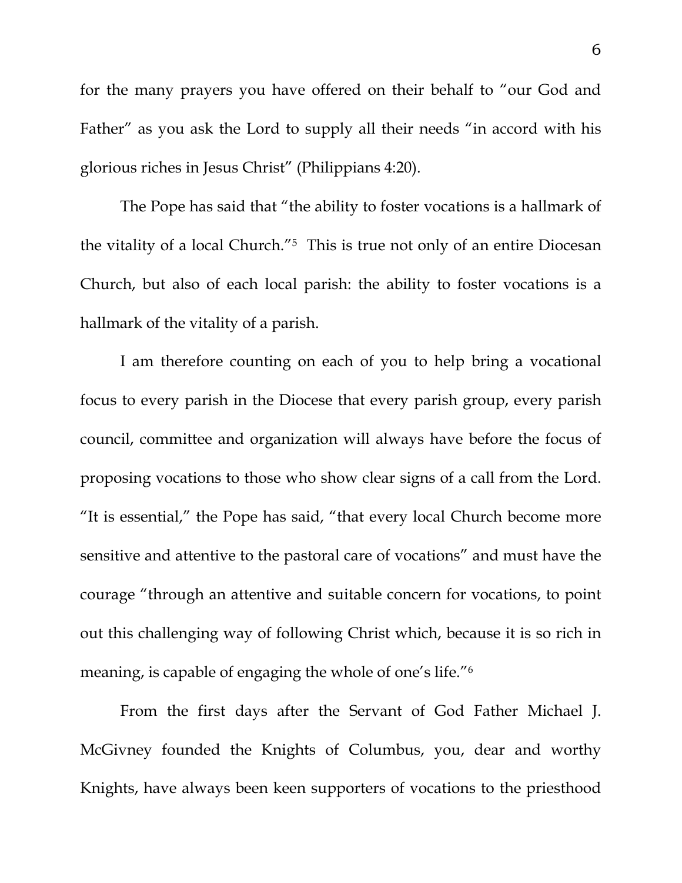for the many prayers you have offered on their behalf to "our God and Father" as you ask the Lord to supply all their needs "in accord with his glorious riches in Jesus Christ" (Philippians 4:20).

The Pope has said that "the ability to foster vocations is a hallmark of the vitality of a local Church."[5] This is true not only of an entire Diocesan Church, but also of each local parish: the ability to foster vocations is a hallmark of the vitality of a parish.

I am therefore counting on each of you to help bring a vocational focus to every parish in the Diocese that every parish group, every parish council, committee and organization will always have before the focus of proposing vocations to those who show clear signs of a call from the Lord. "It is essential," the Pope has said, "that every local Church become more sensitive and attentive to the pastoral care of vocations" and must have the courage "through an attentive and suitable concern for vocations, to point out this challenging way of following Christ which, because it is so rich in meaning, is capable of engaging the whole of one's life."[6]

From the first days after the Servant of God Father Michael J. McGivney founded the Knights of Columbus, you, dear and worthy Knights, have always been keen supporters of vocations to the priesthood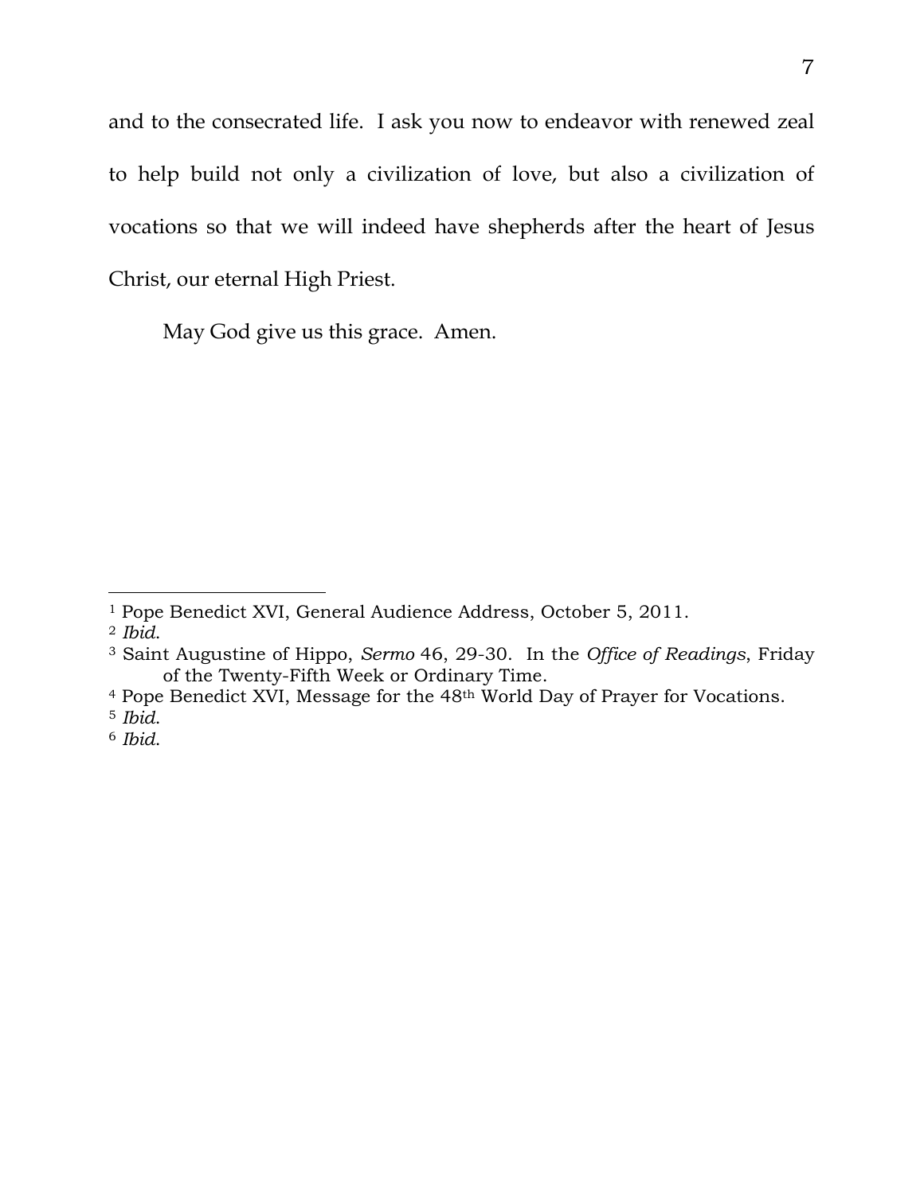and to the consecrated life. I ask you now to endeavor with renewed zeal to help build not only a civilization of love, but also a civilization of vocations so that we will indeed have shepherds after the heart of Jesus Christ, our eternal High Priest.

May God give us this grace. Amen.

---

[1] Pope Benedict XVI, General Audience Address, October 5, 2011.

[2] *Ibid*.

[3] Saint Augustine of Hippo, *Sermo* 46, 29-30. In the *Office of Readings*, Friday of the Twenty-Fifth Week or Ordinary Time.

[4] Pope Benedict XVI, Message for the 48th World Day of Prayer for Vocations.

[5] *Ibid*.

[6] *Ibid*.